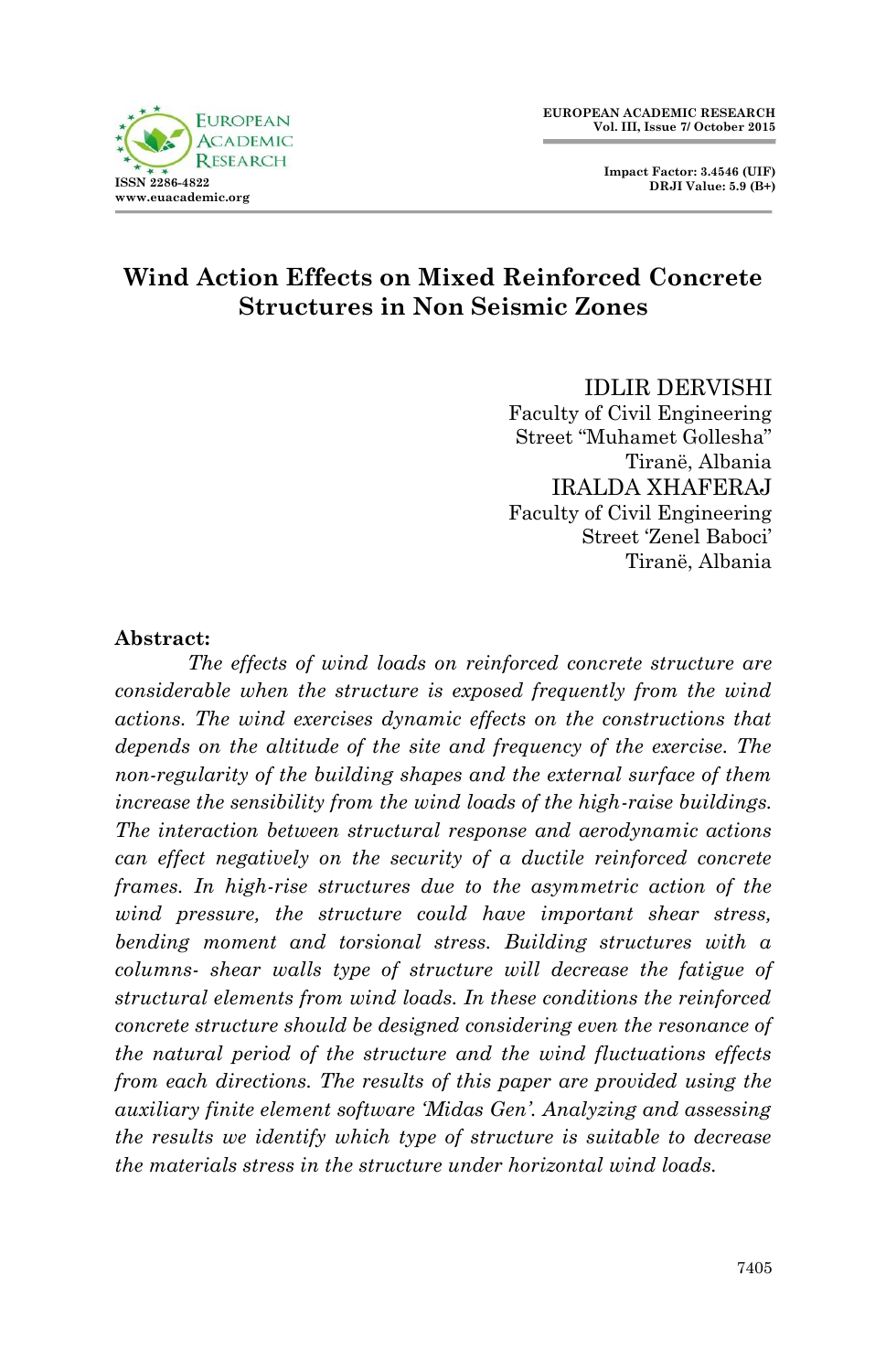# Wind Action Effects on Mixed Reinforced Concrete Structures in Non Seismic Zones

IDLIR DERVISHI
Faculty of Civil Engineering
Street "Muhamet Gollesha"
Tiranë, Albania

IRALDA XHAFERAJ
Faculty of Civil Engineering
Street 'Zenel Baboci'
Tiranë, Albania

**Abstract:**

*The effects of wind loads on reinforced concrete structure are considerable when the structure is exposed frequently from the wind actions. The wind exercises dynamic effects on the constructions that depends on the altitude of the site and frequency of the exercise. The non-regularity of the building shapes and the external surface of them increase the sensibility from the wind loads of the high-raise buildings. The interaction between structural response and aerodynamic actions can effect negatively on the security of a ductile reinforced concrete frames. In high-rise structures due to the asymmetric action of the wind pressure, the structure could have important shear stress, bending moment and torsional stress. Building structures with a columns- shear walls type of structure will decrease the fatigue of structural elements from wind loads. In these conditions the reinforced concrete structure should be designed considering even the resonance of the natural period of the structure and the wind fluctuations effects from each directions. The results of this paper are provided using the auxiliary finite element software 'Midas Gen'. Analyzing and assessing the results we identify which type of structure is suitable to decrease the materials stress in the structure under horizontal wind loads.*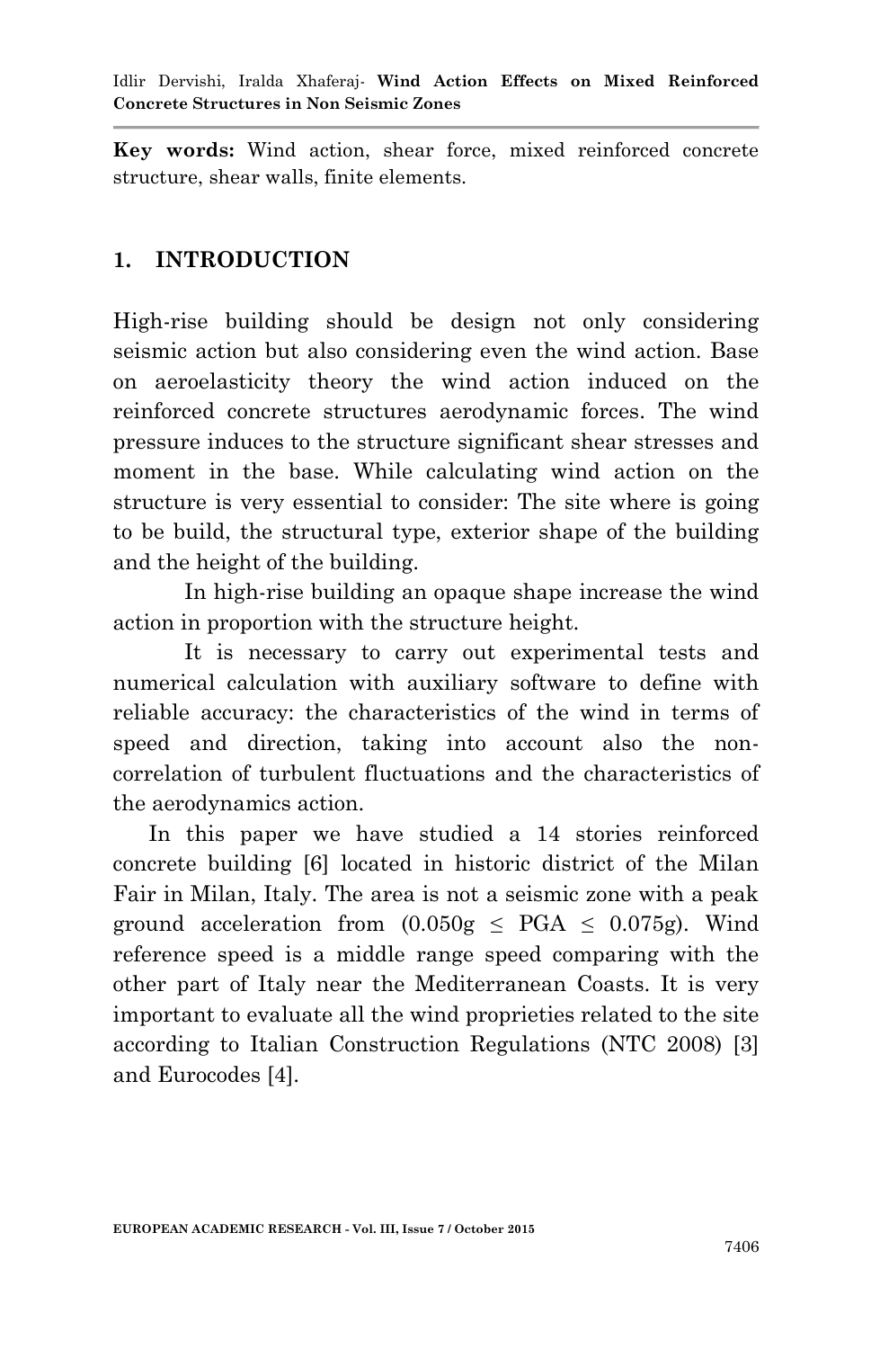**Key words:** Wind action, shear force, mixed reinforced concrete structure, shear walls, finite elements.

## 1. INTRODUCTION

High-rise building should be design not only considering seismic action but also considering even the wind action. Base on aeroelasticity theory the wind action induced on the reinforced concrete structures aerodynamic forces. The wind pressure induces to the structure significant shear stresses and moment in the base. While calculating wind action on the structure is very essential to consider: The site where is going to be build, the structural type, exterior shape of the building and the height of the building.

In high-rise building an opaque shape increase the wind action in proportion with the structure height.

It is necessary to carry out experimental tests and numerical calculation with auxiliary software to define with reliable accuracy: the characteristics of the wind in terms of speed and direction, taking into account also the non-correlation of turbulent fluctuations and the characteristics of the aerodynamics action.

In this paper we have studied a 14 stories reinforced concrete building [6] located in historic district of the Milan Fair in Milan, Italy. The area is not a seismic zone with a peak ground acceleration from ($0.050g \leq PGA \leq 0.075g$). Wind reference speed is a middle range speed comparing with the other part of Italy near the Mediterranean Coasts. It is very important to evaluate all the wind proprieties related to the site according to Italian Construction Regulations (NTC 2008) [3] and Eurocodes [4].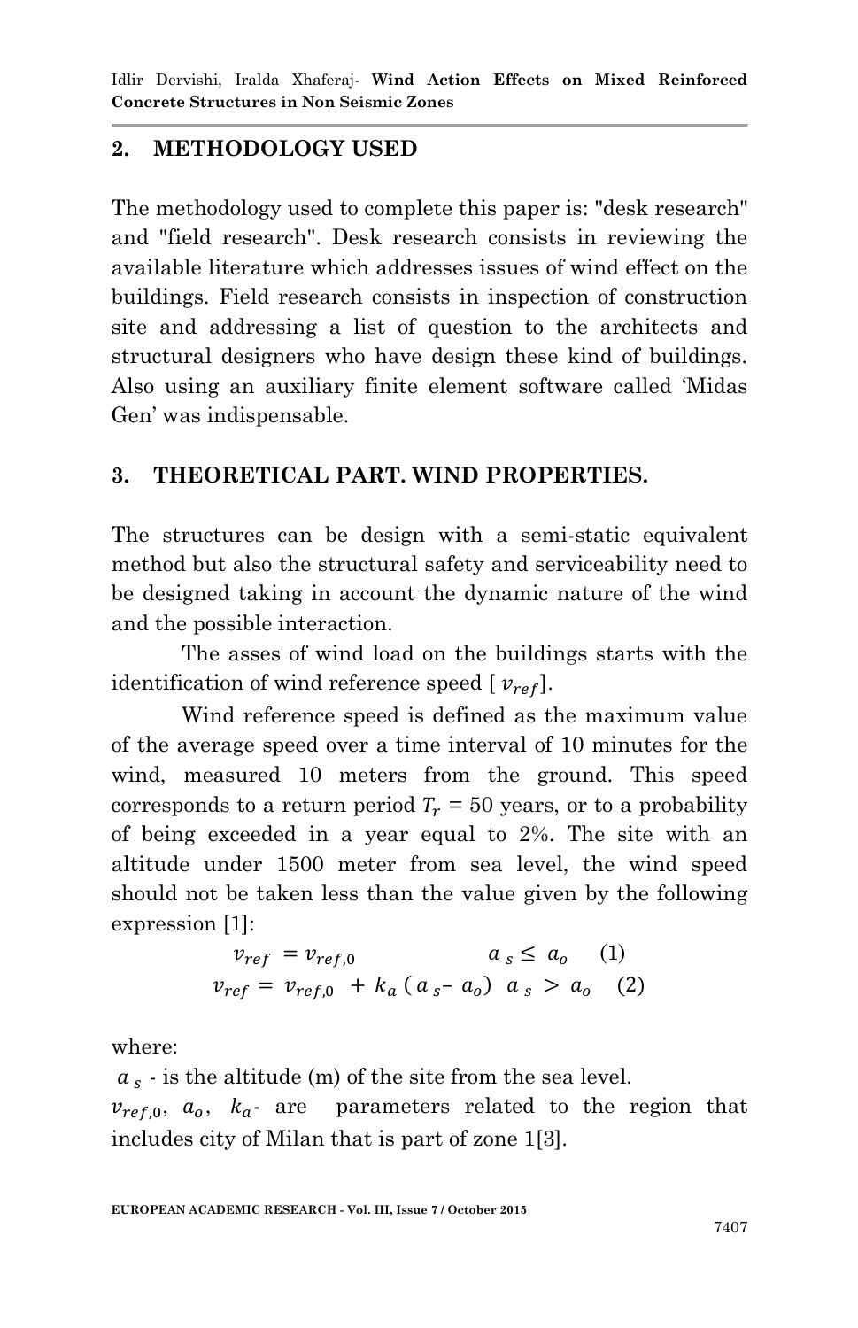## 2. METHODOLOGY USED

The methodology used to complete this paper is: "desk research" and "field research". Desk research consists in reviewing the available literature which addresses issues of wind effect on the buildings. Field research consists in inspection of construction site and addressing a list of question to the architects and structural designers who have design these kind of buildings. Also using an auxiliary finite element software called 'Midas Gen' was indispensable.

## 3. THEORETICAL PART. WIND PROPERTIES.

The structures can be design with a semi-static equivalent method but also the structural safety and serviceability need to be designed taking in account the dynamic nature of the wind and the possible interaction.

The asses of wind load on the buildings starts with the identification of wind reference speed [ $v_{ref}$].

Wind reference speed is defined as the maximum value of the average speed over a time interval of 10 minutes for the wind, measured 10 meters from the ground. This speed corresponds to a return period $T_r$ = 50 years, or to a probability of being exceeded in a year equal to 2%. The site with an altitude under 1500 meter from sea level, the wind speed should not be taken less than the value given by the following expression [1]:

$$v_{ref} = v_{ref,0} \qquad a_s \leq a_o \quad (1)$$

$$v_{ref} = v_{ref,0} + k_a\,(a_s - a_o) \quad a_s > a_o \quad (2)$$

where:

$a_s$ - is the altitude (m) of the site from the sea level.

$v_{ref,0}$, $a_o$, $k_a$- are parameters related to the region that includes city of Milan that is part of zone 1[3].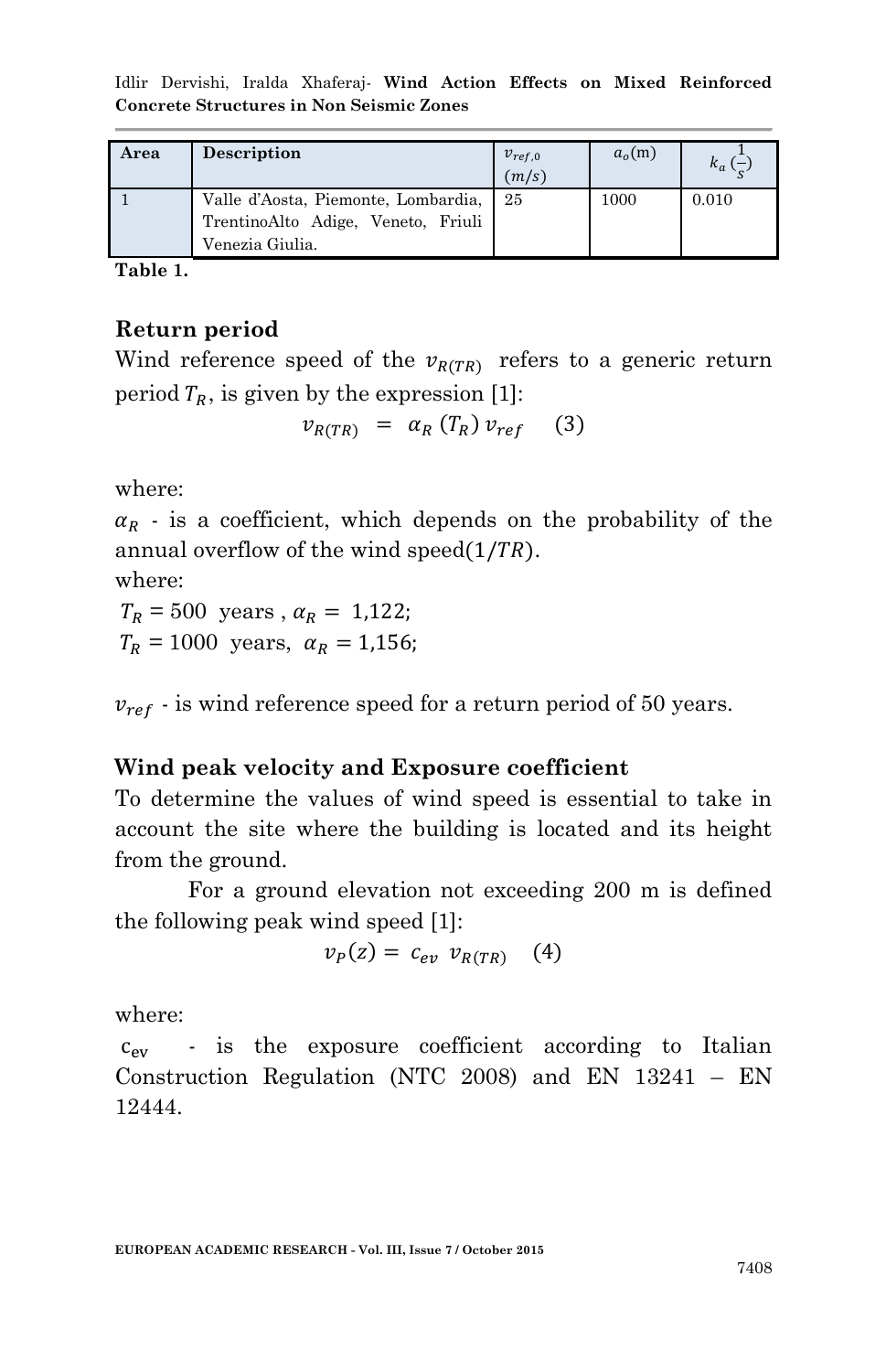| Area | Description | $v_{ref,0}$ $(m/s)$ | $a_o$(m) | $k_a\,(\frac{1}{s})$ |
|---|---|---|---|---|
| 1 | Valle d'Aosta, Piemonte, Lombardia, TrentinoAlto Adige, Veneto, Friuli Venezia Giulia. | 25 | 1000 | 0.010 |

**Table 1.**

## Return period

Wind reference speed of the $v_{R(TR)}$ refers to a generic return period $T_R$, is given by the expression [1]:

$$v_{R(TR)} \;=\; \alpha_R\,(T_R)\,v_{ref} \qquad (3)$$

where:

$\alpha_R$ - is a coefficient, which depends on the probability of the annual overflow of the wind speed$(1/TR)$.

where:

$T_R = 500$ years , $\alpha_R = 1{,}122$;

$T_R = 1000$ years, $\alpha_R = 1{,}156$;

$v_{ref}$ - is wind reference speed for a return period of 50 years.

## Wind peak velocity and Exposure coefficient

To determine the values of wind speed is essential to take in account the site where the building is located and its height from the ground.

For a ground elevation not exceeding 200 m is defined the following peak wind speed [1]:

$$v_P(z) = c_{ev}\;v_{R(TR)} \quad (4)$$

where:

$c_{ev}$ - is the exposure coefficient according to Italian Construction Regulation (NTC 2008) and EN 13241 – EN 12444.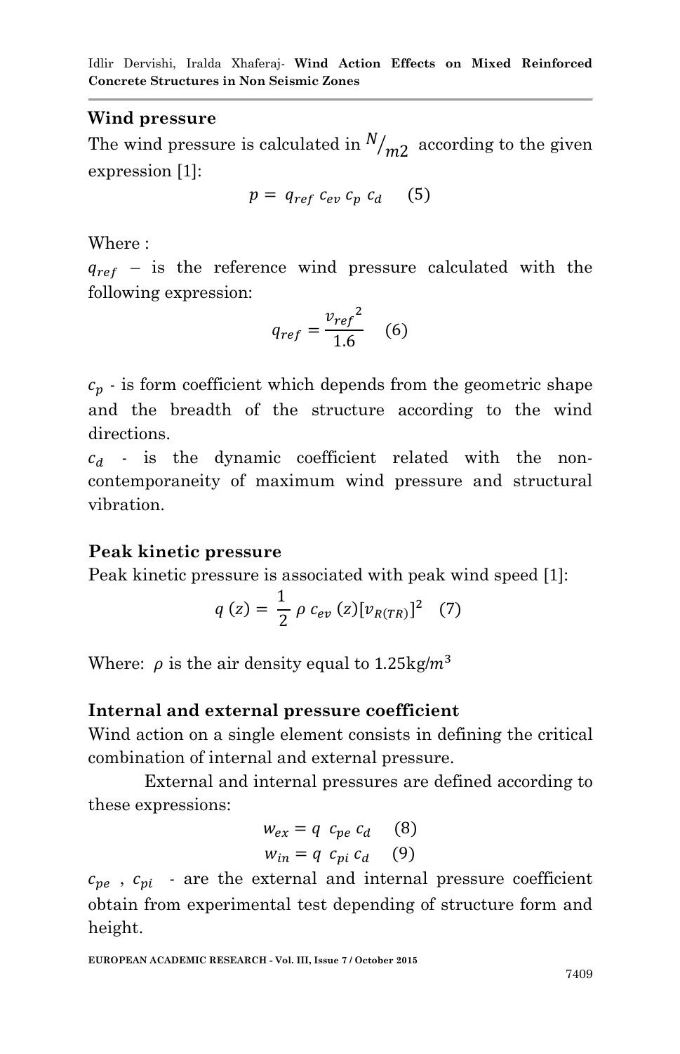## Wind pressure

The wind pressure is calculated in $N/_{m2}$ according to the given expression [1]:

$$p = q_{ref}\, c_{ev}\, c_p\, c_d \quad (5)$$

Where :

$q_{ref}$ – is the reference wind pressure calculated with the following expression:

$$q_{ref} = \frac{{v_{ref}}^2}{1.6} \quad (6)$$

$c_p$ - is form coefficient which depends from the geometric shape and the breadth of the structure according to the wind directions.

$c_d$ - is the dynamic coefficient related with the non-contemporaneity of maximum wind pressure and structural vibration.

## Peak kinetic pressure

Peak kinetic pressure is associated with peak wind speed [1]:

$$q\,(z) = \frac{1}{2}\,\rho\, c_{ev}\,(z)[v_{R(TR)}]^2 \quad (7)$$

Where: $\rho$ is the air density equal to 1.25kg/$m^3$

## Internal and external pressure coefficient

Wind action on a single element consists in defining the critical combination of internal and external pressure.

External and internal pressures are defined according to these expressions:

$$w_{ex} = q\;\; c_{pe}\, c_d \quad (8)$$

$$w_{in} = q\;\; c_{pi}\, c_d \quad (9)$$

$c_{pe}$ , $c_{pi}$ - are the external and internal pressure coefficient obtain from experimental test depending of structure form and height.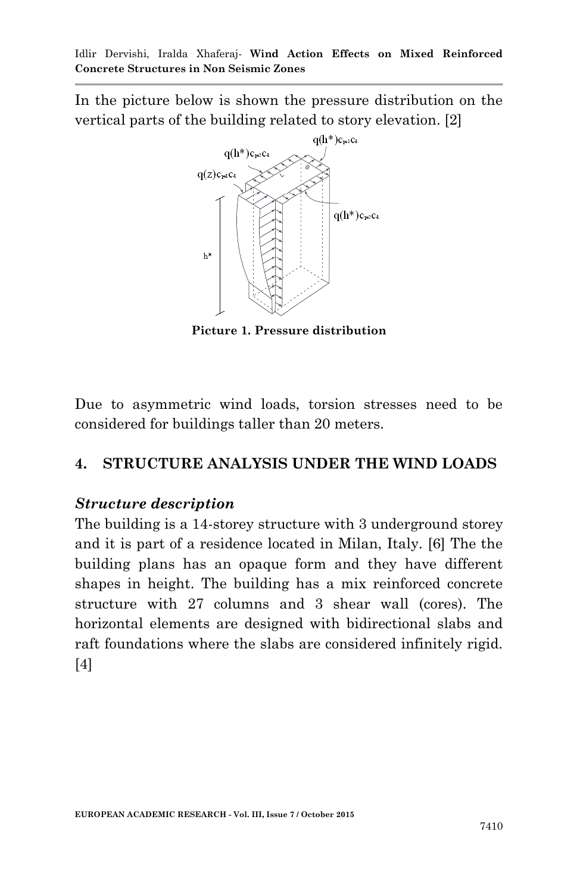In the picture below is shown the pressure distribution on the vertical parts of the building related to story elevation. [2]

Picture 1. Pressure distribution

Due to asymmetric wind loads, torsion stresses need to be considered for buildings taller than 20 meters.

## 4. STRUCTURE ANALYSIS UNDER THE WIND LOADS

### *Structure description*

The building is a 14-storey structure with 3 underground storey and it is part of a residence located in Milan, Italy. [6] The the building plans has an opaque form and they have different shapes in height. The building has a mix reinforced concrete structure with 27 columns and 3 shear wall (cores). The horizontal elements are designed with bidirectional slabs and raft foundations where the slabs are considered infinitely rigid. [4]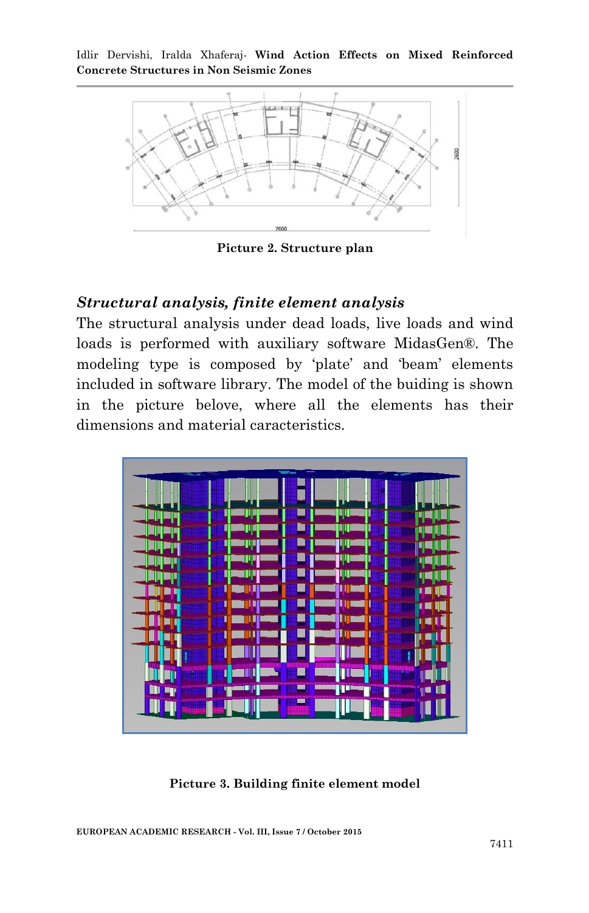Picture 2. Structure plan

### *Structural analysis, finite element analysis*

The structural analysis under dead loads, live loads and wind loads is performed with auxiliary software MidasGen®. The modeling type is composed by 'plate' and 'beam' elements included in software library. The model of the buiding is shown in the picture belove, where all the elements has their dimensions and material caracteristics.

**Picture 3. Building finite element model**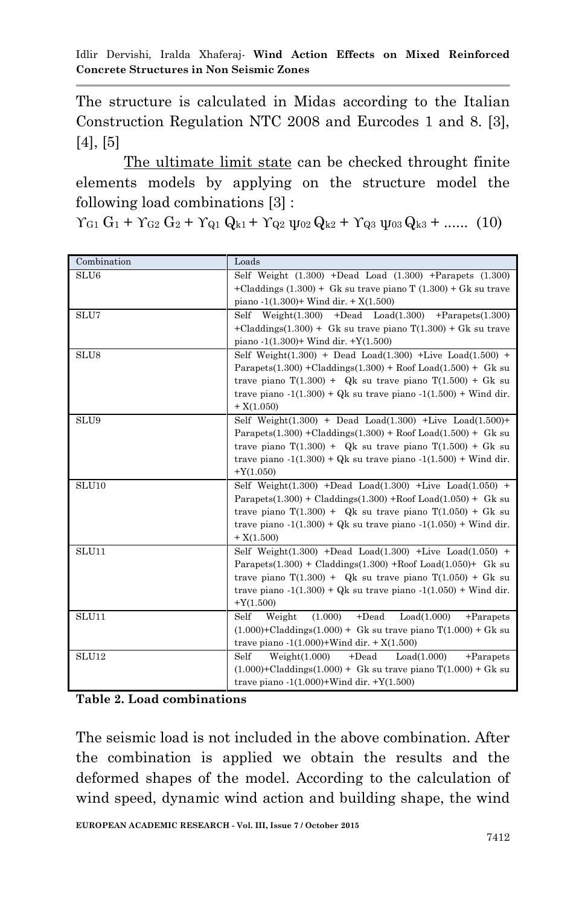The structure is calculated in Midas according to the Italian Construction Regulation NTC 2008 and Eurcodes 1 and 8. [3], [4], [5]

The ultimate limit state can be checked throught finite elements models by applying on the structure model the following load combinations [3] :

$$\Upsilon_{G1}\, G_1 + \Upsilon_{G2}\, G_2 + \Upsilon_{Q1}\, Q_{k1} + \Upsilon_{Q2}\, \psi_{02}\, Q_{k2} + \Upsilon_{Q3}\, \psi_{03}\, Q_{k3} + \ldots\ldots \quad (10)$$

| Combination | Loads |
|---|---|
| SLU6 | Self Weight (1.300) +Dead Load (1.300) +Parapets (1.300) +Claddings (1.300) + Gk su trave piano T (1.300) + Gk su trave piano -1(1.300)+ Wind dir. + X(1.500) |
| SLU7 | Self Weight(1.300) +Dead Load(1.300) +Parapets(1.300) +Claddings(1.300) + Gk su trave piano T(1.300) + Gk su trave piano -1(1.300)+ Wind dir. +Y(1.500) |
| SLU8 | Self Weight(1.300) + Dead Load(1.300) +Live Load(1.500) + Parapets(1.300) +Claddings(1.300) + Roof Load(1.500) + Gk su trave piano T(1.300) + Qk su trave piano T(1.500) + Gk su trave piano -1(1.300) + Qk su trave piano -1(1.500) + Wind dir. + X(1.050) |
| SLU9 | Self Weight(1.300) + Dead Load(1.300) +Live Load(1.500)+ Parapets(1.300) +Claddings(1.300) + Roof Load(1.500) + Gk su trave piano T(1.300) + Qk su trave piano T(1.500) + Gk su trave piano -1(1.300) + Qk su trave piano -1(1.500) + Wind dir. +Y(1.050) |
| SLU10 | Self Weight(1.300) +Dead Load(1.300) +Live Load(1.050) + Parapets(1.300) + Claddings(1.300) +Roof Load(1.050) + Gk su trave piano T(1.300) + Qk su trave piano T(1.050) + Gk su trave piano -1(1.300) + Qk su trave piano -1(1.050) + Wind dir. + X(1.500) |
| SLU11 | Self Weight(1.300) +Dead Load(1.300) +Live Load(1.050) + Parapets(1.300) + Claddings(1.300) +Roof Load(1.050)+ Gk su trave piano T(1.300) + Qk su trave piano T(1.050) + Gk su trave piano -1(1.300) + Qk su trave piano -1(1.050) + Wind dir. +Y(1.500) |
| SLU11 | Self Weight (1.000) +Dead Load(1.000) +Parapets (1.000)+Claddings(1.000) + Gk su trave piano T(1.000) + Gk su trave piano -1(1.000)+Wind dir. + X(1.500) |
| SLU12 | Self Weight(1.000) +Dead Load(1.000) +Parapets (1.000)+Claddings(1.000) + Gk su trave piano T(1.000) + Gk su trave piano -1(1.000)+Wind dir. +Y(1.500) |

**Table 2. Load combinations**

The seismic load is not included in the above combination. After the combination is applied we obtain the results and the deformed shapes of the model. According to the calculation of wind speed, dynamic wind action and building shape, the wind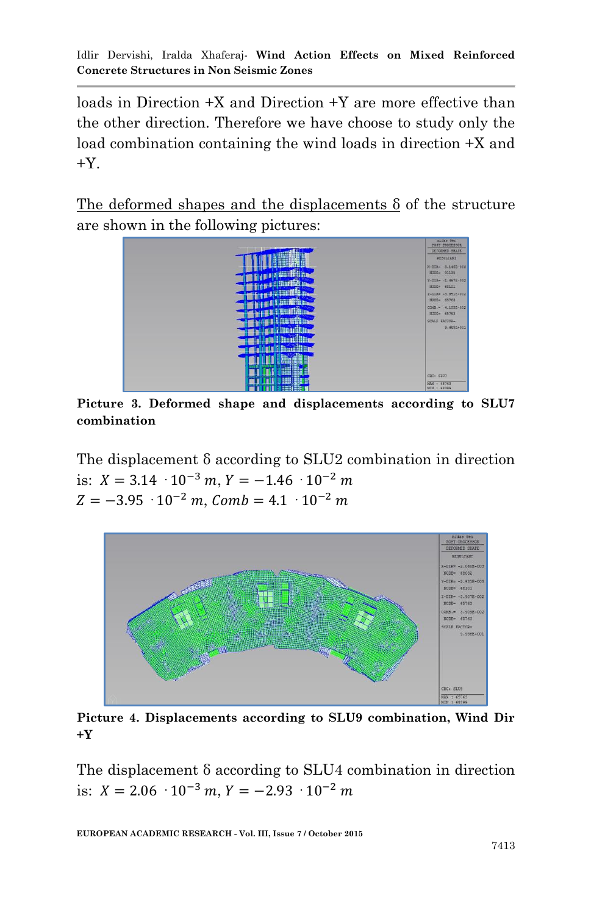loads in Direction +X and Direction +Y are more effective than the other direction. Therefore we have choose to study only the load combination containing the wind loads in direction +X and +Y.

The deformed shapes and the displacements δ of the structure are shown in the following pictures:

**Picture 3. Deformed shape and displacements according to SLU7 combination**

The displacement δ according to SLU2 combination in direction is: $X = 3.14 \cdot 10^{-3}\, m$, $Y = -1.46 \cdot 10^{-2}\, m$
$Z = -3.95 \cdot 10^{-2}\, m$, $Comb = 4.1 \cdot 10^{-2}\, m$

**Picture 4. Displacements according to SLU9 combination, Wind Dir +Y**

The displacement δ according to SLU4 combination in direction is: $X = 2.06 \cdot 10^{-3}\, m$, $Y = -2.93 \cdot 10^{-2}\, m$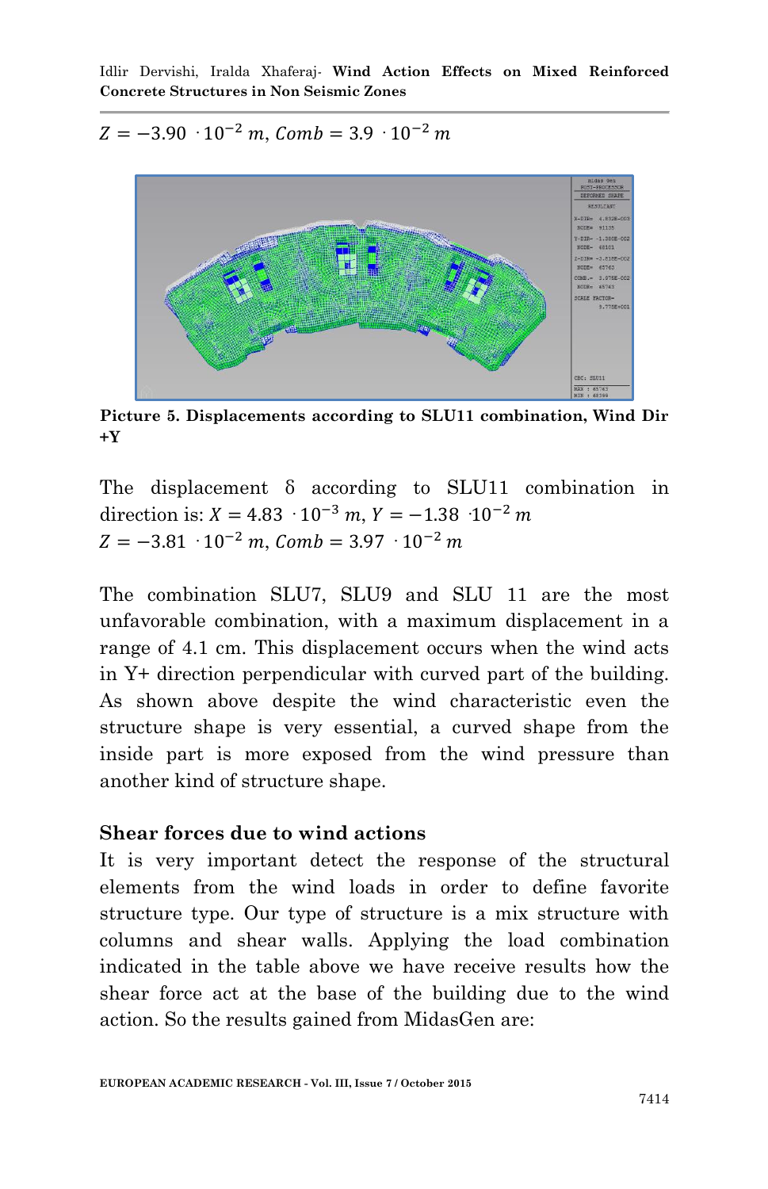$Z = -3.90 \cdot 10^{-2}\, m$, $Comb = 3.9 \cdot 10^{-2}\, m$

**Picture 5. Displacements according to SLU11 combination, Wind Dir +Y**

The displacement δ according to SLU11 combination in direction is: $X = 4.83 \cdot 10^{-3}\, m$, $Y = -1.38 \cdot 10^{-2}\, m$
$Z = -3.81 \cdot 10^{-2}\, m$, $Comb = 3.97 \cdot 10^{-2}\, m$

The combination SLU7, SLU9 and SLU 11 are the most unfavorable combination, with a maximum displacement in a range of 4.1 cm. This displacement occurs when the wind acts in Y+ direction perpendicular with curved part of the building. As shown above despite the wind characteristic even the structure shape is very essential, a curved shape from the inside part is more exposed from the wind pressure than another kind of structure shape.

## Shear forces due to wind actions

It is very important detect the response of the structural elements from the wind loads in order to define favorite structure type. Our type of structure is a mix structure with columns and shear walls. Applying the load combination indicated in the table above we have receive results how the shear force act at the base of the building due to the wind action. So the results gained from MidasGen are: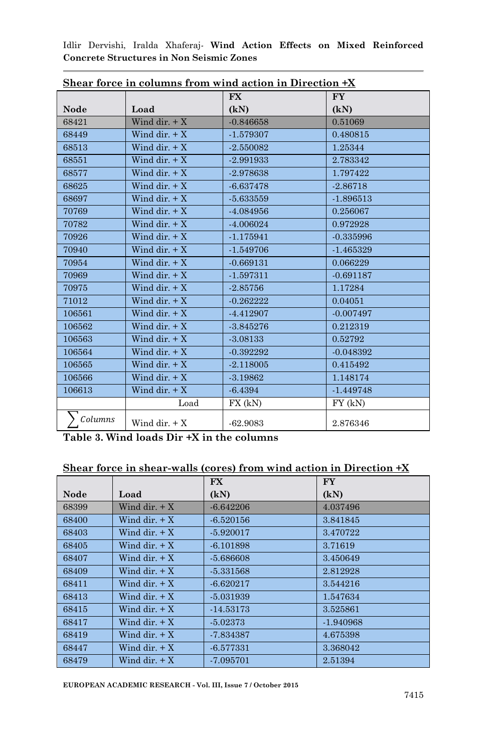**Shear force in columns from wind action in Direction +X**

| Node | Load | FX (kN) | FY (kN) |
|---|---|---|---|
| 68421 | Wind dir. + X | -0.846658 | 0.51069 |
| 68449 | Wind dir. + X | -1.579307 | 0.480815 |
| 68513 | Wind dir. + X | -2.550082 | 1.25344 |
| 68551 | Wind dir. + X | -2.991933 | 2.783342 |
| 68577 | Wind dir. + X | -2.978638 | 1.797422 |
| 68625 | Wind dir. + X | -6.637478 | -2.86718 |
| 68697 | Wind dir. + X | -5.633559 | -1.896513 |
| 70769 | Wind dir. + X | -4.084956 | 0.256067 |
| 70782 | Wind dir. + X | -4.006024 | 0.972928 |
| 70926 | Wind dir. + X | -1.175941 | -0.335996 |
| 70940 | Wind dir. + X | -1.549706 | -1.465329 |
| 70954 | Wind dir. + X | -0.669131 | 0.066229 |
| 70969 | Wind dir. + X | -1.597311 | -0.691187 |
| 70975 | Wind dir. + X | -2.85756 | 1.17284 |
| 71012 | Wind dir. + X | -0.262222 | 0.04051 |
| 106561 | Wind dir. + X | -4.412907 | -0.007497 |
| 106562 | Wind dir. + X | -3.845276 | 0.212319 |
| 106563 | Wind dir. + X | -3.08133 | 0.52792 |
| 106564 | Wind dir. + X | -0.392292 | -0.048392 |
| 106565 | Wind dir. + X | -2.118005 | 0.415492 |
| 106566 | Wind dir. + X | -3.19862 | 1.148174 |
| 106613 | Wind dir. + X | -6.4394 | -1.449748 |
| | Load | FX (kN) | FY (kN) |
| $\sum Columns$ | Wind dir. + X | -62.9083 | 2.876346 |

**Table 3. Wind loads Dir +X in the columns**

**Shear force in shear-walls (cores) from wind action in Direction +X**

| Node | Load | FX (kN) | FY (kN) |
|---|---|---|---|
| 68399 | Wind dir. + X | -6.642206 | 4.037496 |
| 68400 | Wind dir. + X | -6.520156 | 3.841845 |
| 68403 | Wind dir. + X | -5.920017 | 3.470722 |
| 68405 | Wind dir. + X | -6.101898 | 3.71619 |
| 68407 | Wind dir. + X | -5.686608 | 3.450649 |
| 68409 | Wind dir. + X | -5.331568 | 2.812928 |
| 68411 | Wind dir. + X | -6.620217 | 3.544216 |
| 68413 | Wind dir. + X | -5.031939 | 1.547634 |
| 68415 | Wind dir. + X | -14.53173 | 3.525861 |
| 68417 | Wind dir. + X | -5.02373 | -1.940968 |
| 68419 | Wind dir. + X | -7.834387 | 4.675398 |
| 68447 | Wind dir. + X | -6.577331 | 3.368042 |
| 68479 | Wind dir. + X | -7.095701 | 2.51394 |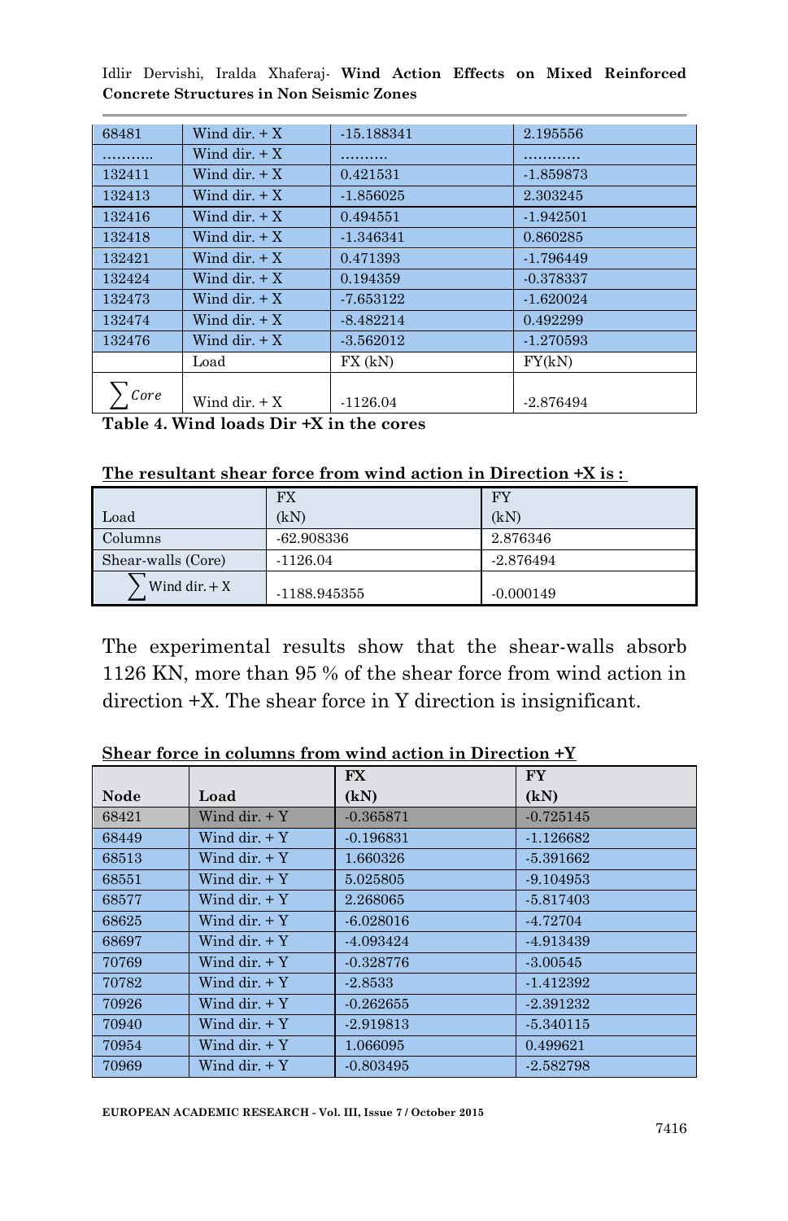| | | | |
|---|---|---|---|
| 68481 | Wind dir. + X | -15.188341 | 2.195556 |
| ……….. | Wind dir. + X | ………. | ………… |
| 132411 | Wind dir. + X | 0.421531 | -1.859873 |
| 132413 | Wind dir. + X | -1.856025 | 2.303245 |
| 132416 | Wind dir. + X | 0.494551 | -1.942501 |
| 132418 | Wind dir. + X | -1.346341 | 0.860285 |
| 132421 | Wind dir. + X | 0.471393 | -1.796449 |
| 132424 | Wind dir. + X | 0.194359 | -0.378337 |
| 132473 | Wind dir. + X | -7.653122 | -1.620024 |
| 132474 | Wind dir. + X | -8.482214 | 0.492299 |
| 132476 | Wind dir. + X | -3.562012 | -1.270593 |
| | Load | FX (kN) | FY(kN) |
| $\sum Core$ | Wind dir. + X | -1126.04 | -2.876494 |

**Table 4. Wind loads Dir +X in the cores**

**The resultant shear force from wind action in Direction +X is :**

| Load | FX (kN) | FY (kN) |
|---|---|---|
| Columns | -62.908336 | 2.876346 |
| Shear-walls (Core) | -1126.04 | -2.876494 |
| $\sum$ Wind dir. + X | -1188.945355 | -0.000149 |

The experimental results show that the shear-walls absorb 1126 KN, more than 95 % of the shear force from wind action in direction +X. The shear force in Y direction is insignificant.

**Shear force in columns from wind action in Direction +Y**

| Node | Load | FX (kN) | FY (kN) |
|---|---|---|---|
| 68421 | Wind dir. + Y | -0.365871 | -0.725145 |
| 68449 | Wind dir. + Y | -0.196831 | -1.126682 |
| 68513 | Wind dir. + Y | 1.660326 | -5.391662 |
| 68551 | Wind dir. + Y | 5.025805 | -9.104953 |
| 68577 | Wind dir. + Y | 2.268065 | -5.817403 |
| 68625 | Wind dir. + Y | -6.028016 | -4.72704 |
| 68697 | Wind dir. + Y | -4.093424 | -4.913439 |
| 70769 | Wind dir. + Y | -0.328776 | -3.00545 |
| 70782 | Wind dir. + Y | -2.8533 | -1.412392 |
| 70926 | Wind dir. + Y | -0.262655 | -2.391232 |
| 70940 | Wind dir. + Y | -2.919813 | -5.340115 |
| 70954 | Wind dir. + Y | 1.066095 | 0.499621 |
| 70969 | Wind dir. + Y | -0.803495 | -2.582798 |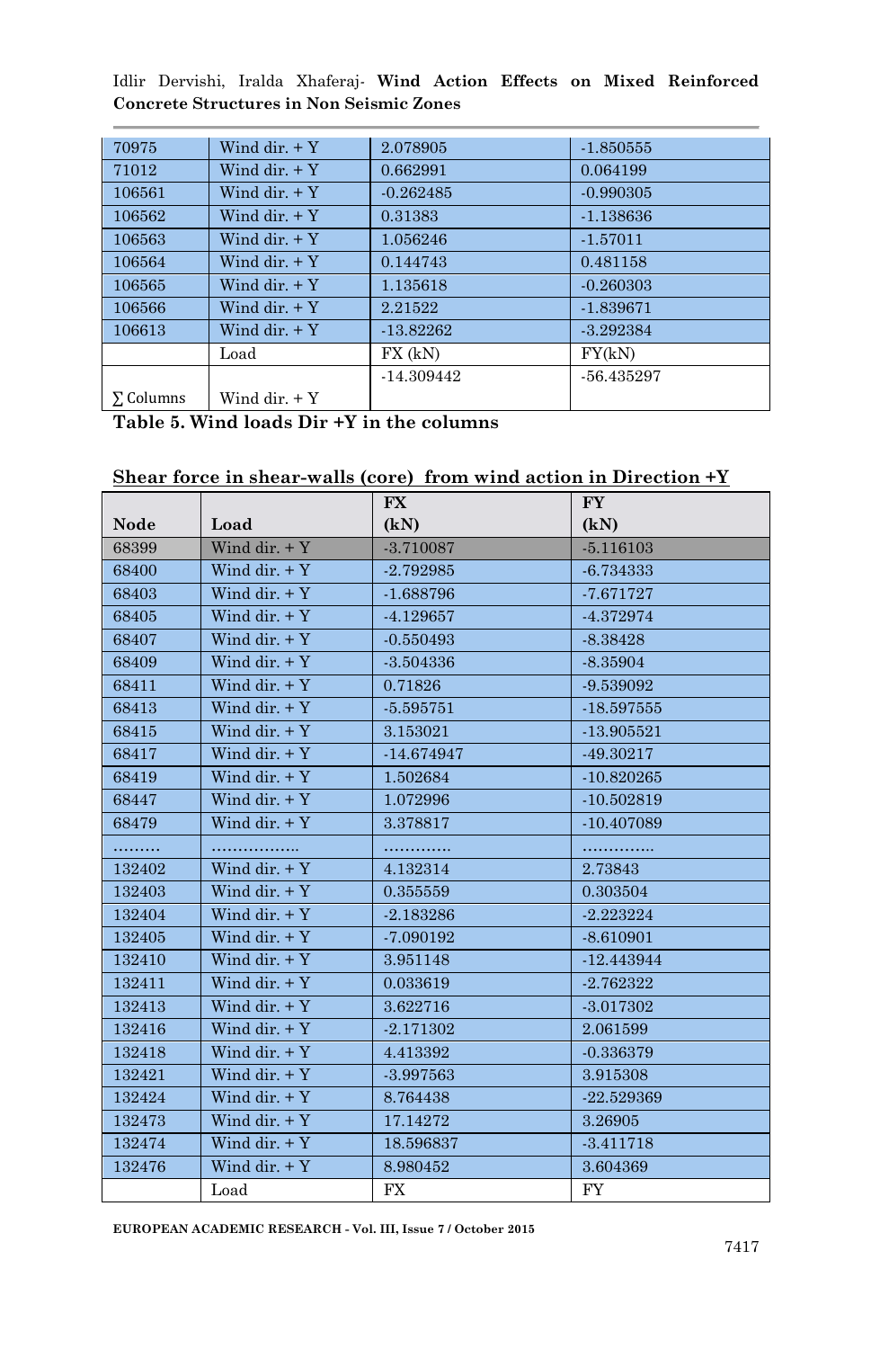| | | | |
|---|---|---|---|
| 70975 | Wind dir. + Y | 2.078905 | -1.850555 |
| 71012 | Wind dir. + Y | 0.662991 | 0.064199 |
| 106561 | Wind dir. + Y | -0.262485 | -0.990305 |
| 106562 | Wind dir. + Y | 0.31383 | -1.138636 |
| 106563 | Wind dir. + Y | 1.056246 | -1.57011 |
| 106564 | Wind dir. + Y | 0.144743 | 0.481158 |
| 106565 | Wind dir. + Y | 1.135618 | -0.260303 |
| 106566 | Wind dir. + Y | 2.21522 | -1.839671 |
| 106613 | Wind dir. + Y | -13.82262 | -3.292384 |
| | Load | FX (kN) | FY(kN) |
| ∑ Columns | Wind dir. + Y | -14.309442 | -56.435297 |

**Table 5. Wind loads Dir +Y in the columns**

**Shear force in shear-walls (core) from wind action in Direction +Y**

| Node | Load | FX (kN) | FY (kN) |
|---|---|---|---|
| 68399 | Wind dir. + Y | -3.710087 | -5.116103 |
| 68400 | Wind dir. + Y | -2.792985 | -6.734333 |
| 68403 | Wind dir. + Y | -1.688796 | -7.671727 |
| 68405 | Wind dir. + Y | -4.129657 | -4.372974 |
| 68407 | Wind dir. + Y | -0.550493 | -8.38428 |
| 68409 | Wind dir. + Y | -3.504336 | -8.35904 |
| 68411 | Wind dir. + Y | 0.71826 | -9.539092 |
| 68413 | Wind dir. + Y | -5.595751 | -18.597555 |
| 68415 | Wind dir. + Y | 3.153021 | -13.905521 |
| 68417 | Wind dir. + Y | -14.674947 | -49.30217 |
| 68419 | Wind dir. + Y | 1.502684 | -10.820265 |
| 68447 | Wind dir. + Y | 1.072996 | -10.502819 |
| 68479 | Wind dir. + Y | 3.378817 | -10.407089 |
| ……… | …………….. | …………. | …………. |
| 132402 | Wind dir. + Y | 4.132314 | 2.73843 |
| 132403 | Wind dir. + Y | 0.355559 | 0.303504 |
| 132404 | Wind dir. + Y | -2.183286 | -2.223224 |
| 132405 | Wind dir. + Y | -7.090192 | -8.610901 |
| 132410 | Wind dir. + Y | 3.951148 | -12.443944 |
| 132411 | Wind dir. + Y | 0.033619 | -2.762322 |
| 132413 | Wind dir. + Y | 3.622716 | -3.017302 |
| 132416 | Wind dir. + Y | -2.171302 | 2.061599 |
| 132418 | Wind dir. + Y | 4.413392 | -0.336379 |
| 132421 | Wind dir. + Y | -3.997563 | 3.915308 |
| 132424 | Wind dir. + Y | 8.764438 | -22.529369 |
| 132473 | Wind dir. + Y | 17.14272 | 3.26905 |
| 132474 | Wind dir. + Y | 18.596837 | -3.411718 |
| 132476 | Wind dir. + Y | 8.980452 | 3.604369 |
| | Load | FX | FY |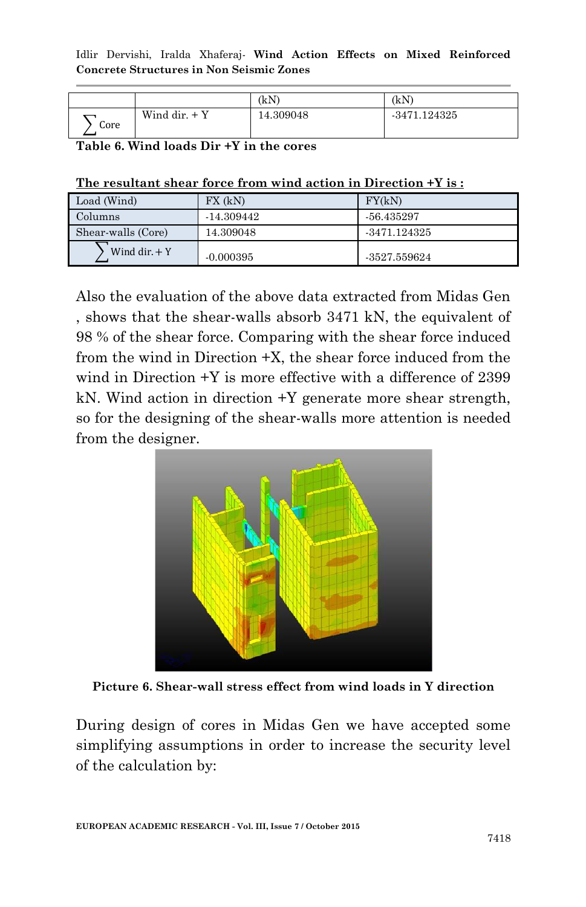|  |  | (kN) | (kN) |
|---|---|---|---|
| $\sum$ Core | Wind dir. + Y | 14.309048 | -3471.124325 |

**Table 6. Wind loads Dir +Y in the cores**

**The resultant shear force from wind action in Direction +Y is :**

| Load (Wind) | FX (kN) | FY(kN) |
|---|---|---|
| Columns | -14.309442 | -56.435297 |
| Shear-walls (Core) | 14.309048 | -3471.124325 |
| $\sum$ Wind dir. + Y | -0.000395 | -3527.559624 |

Also the evaluation of the above data extracted from Midas Gen , shows that the shear-walls absorb 3471 kN, the equivalent of 98 % of the shear force. Comparing with the shear force induced from the wind in Direction +X, the shear force induced from the wind in Direction +Y is more effective with a difference of 2399 kN. Wind action in direction +Y generate more shear strength, so for the designing of the shear-walls more attention is needed from the designer.

**Picture 6. Shear-wall stress effect from wind loads in Y direction**

During design of cores in Midas Gen we have accepted some simplifying assumptions in order to increase the security level of the calculation by: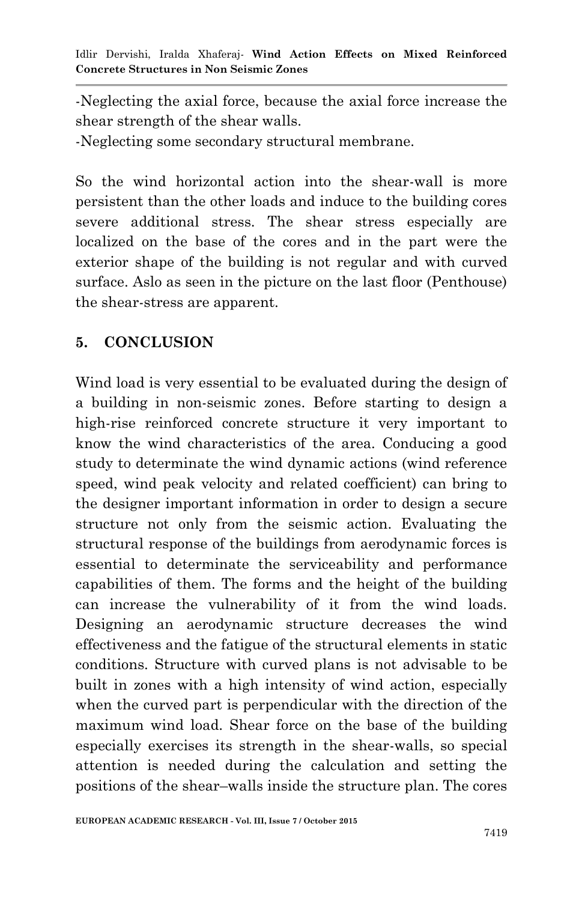-Neglecting the axial force, because the axial force increase the shear strength of the shear walls.

-Neglecting some secondary structural membrane.

So the wind horizontal action into the shear-wall is more persistent than the other loads and induce to the building cores severe additional stress. The shear stress especially are localized on the base of the cores and in the part were the exterior shape of the building is not regular and with curved surface. Aslo as seen in the picture on the last floor (Penthouse) the shear-stress are apparent.

## 5. CONCLUSION

Wind load is very essential to be evaluated during the design of a building in non-seismic zones. Before starting to design a high-rise reinforced concrete structure it very important to know the wind characteristics of the area. Conducing a good study to determinate the wind dynamic actions (wind reference speed, wind peak velocity and related coefficient) can bring to the designer important information in order to design a secure structure not only from the seismic action. Evaluating the structural response of the buildings from aerodynamic forces is essential to determinate the serviceability and performance capabilities of them. The forms and the height of the building can increase the vulnerability of it from the wind loads. Designing an aerodynamic structure decreases the wind effectiveness and the fatigue of the structural elements in static conditions. Structure with curved plans is not advisable to be built in zones with a high intensity of wind action, especially when the curved part is perpendicular with the direction of the maximum wind load. Shear force on the base of the building especially exercises its strength in the shear-walls, so special attention is needed during the calculation and setting the positions of the shear–walls inside the structure plan. The cores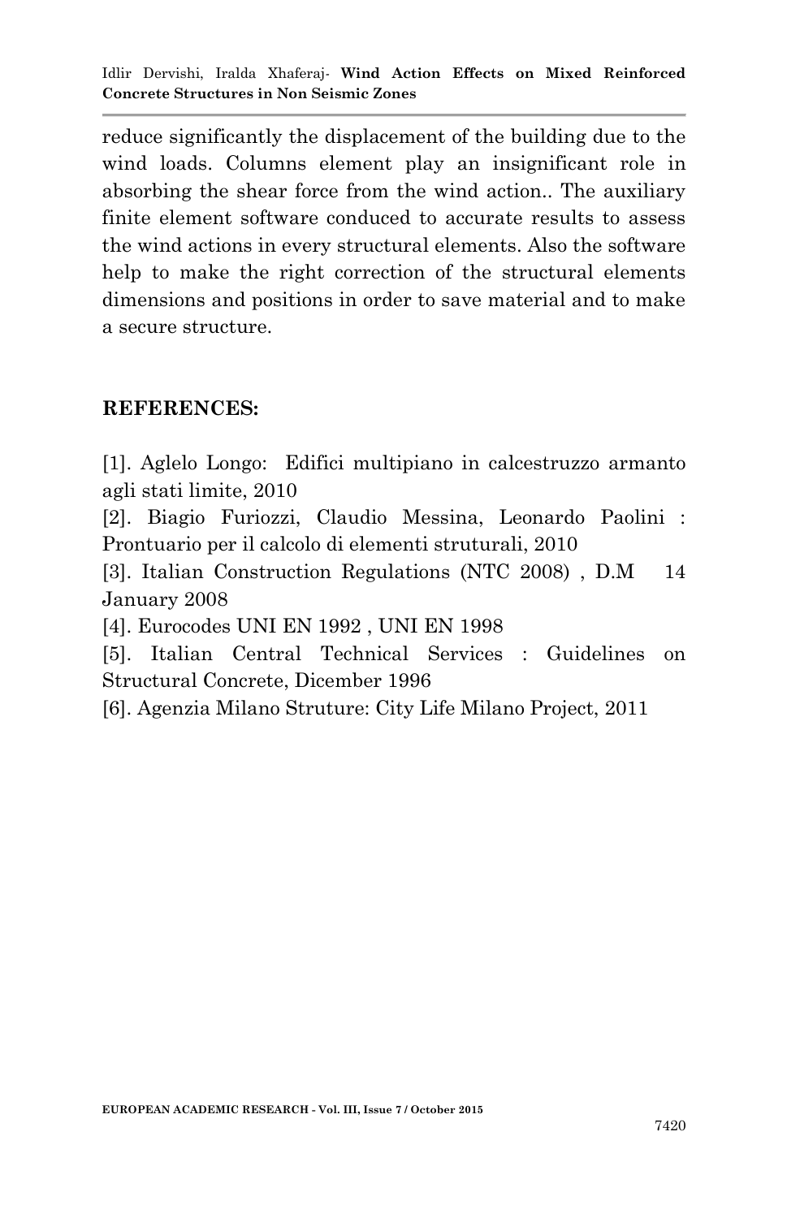reduce significantly the displacement of the building due to the wind loads. Columns element play an insignificant role in absorbing the shear force from the wind action.. The auxiliary finite element software conduced to accurate results to assess the wind actions in every structural elements. Also the software help to make the right correction of the structural elements dimensions and positions in order to save material and to make a secure structure.

## REFERENCES:

[1]. Aglelo Longo: Edifici multipiano in calcestruzzo armanto agli stati limite, 2010

[2]. Biagio Furiozzi, Claudio Messina, Leonardo Paolini : Prontuario per il calcolo di elementi struturali, 2010

[3]. Italian Construction Regulations (NTC 2008) , D.M 14 January 2008

[4]. Eurocodes UNI EN 1992 , UNI EN 1998

[5]. Italian Central Technical Services : Guidelines on Structural Concrete, Dicember 1996

[6]. Agenzia Milano Struture: City Life Milano Project, 2011